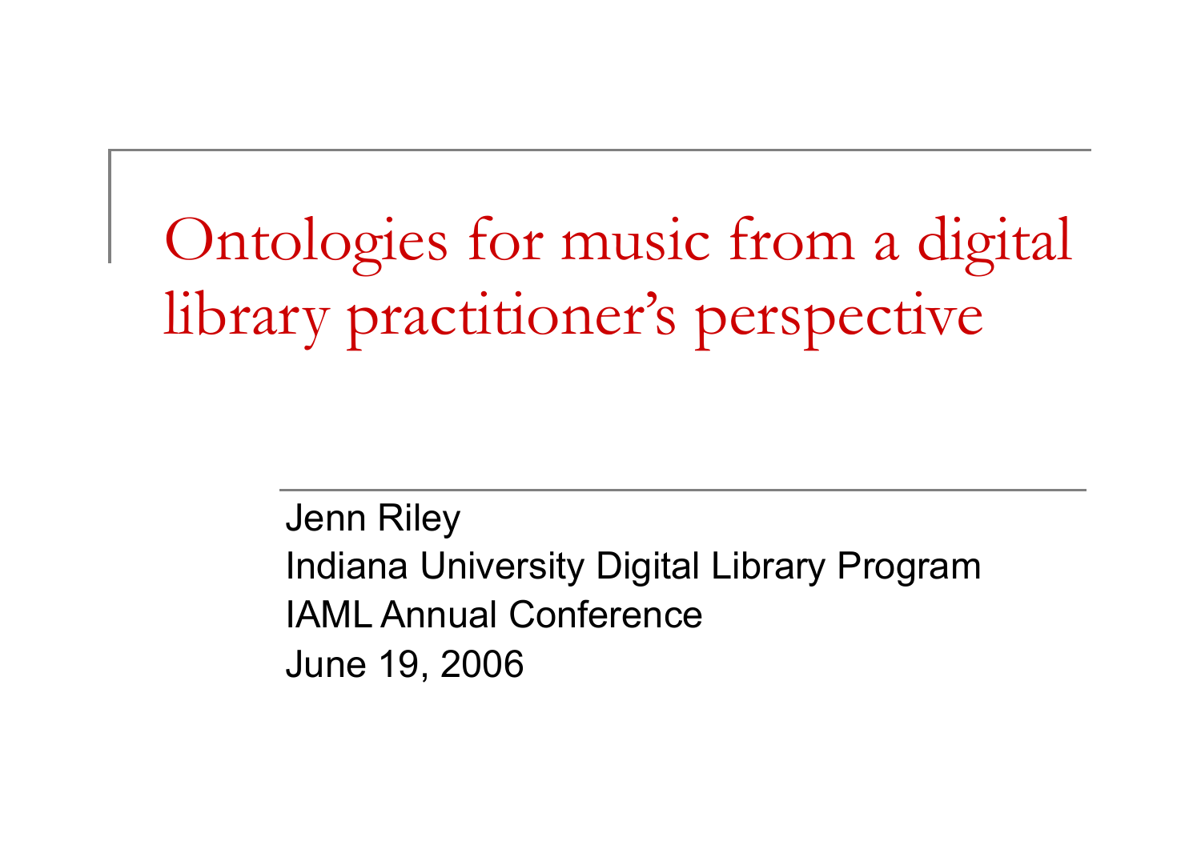# Ontologies for music from a digital library practitioner's perspective

Jenn Riley
Indiana University Digital Library Program
IAML Annual Conference
June 19, 2006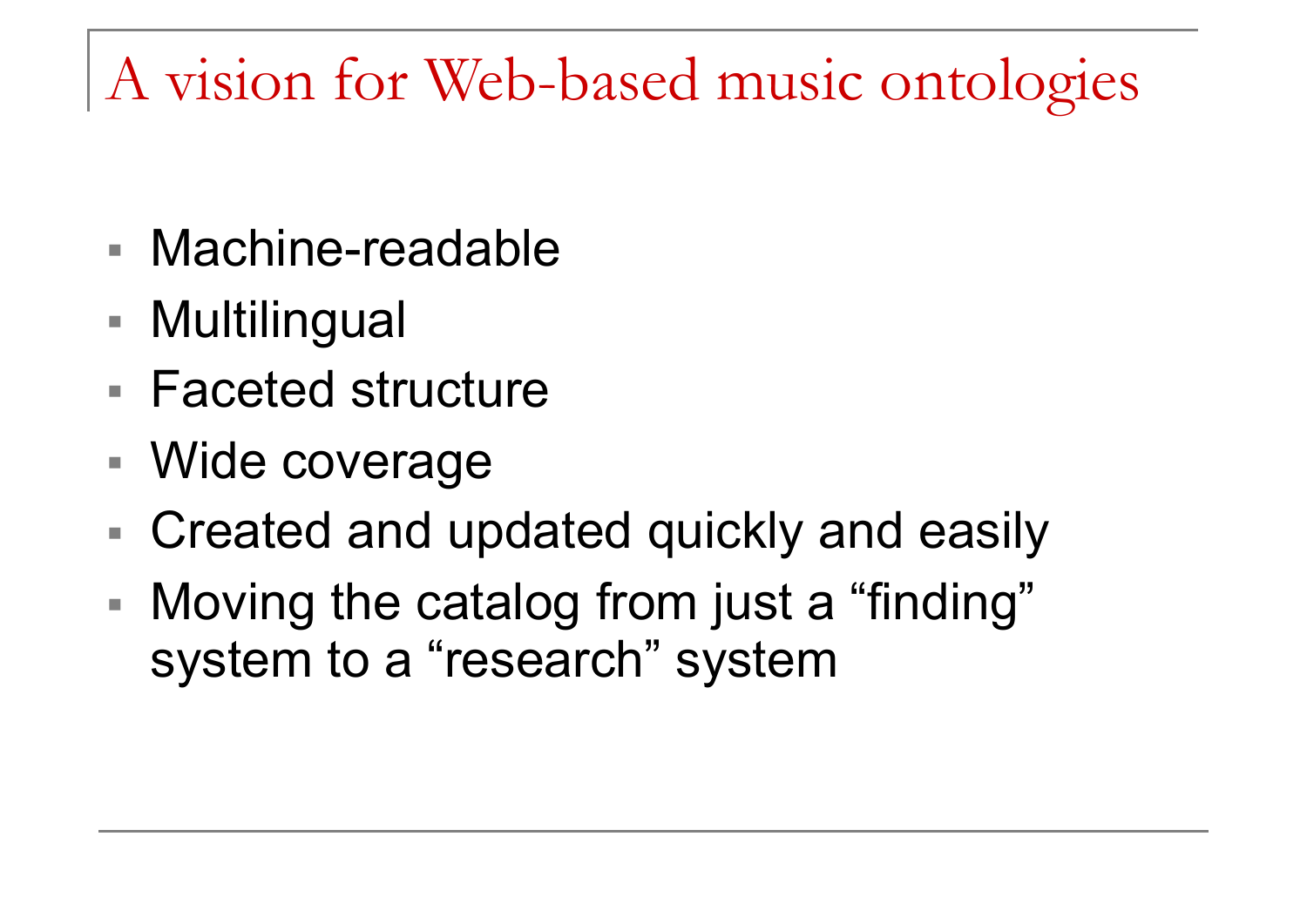# A vision for Web-based music ontologies

- Machine-readable
- Multilingual
- Faceted structure
- Wide coverage
- Created and updated quickly and easily
- Moving the catalog from just a “finding” system to a “research” system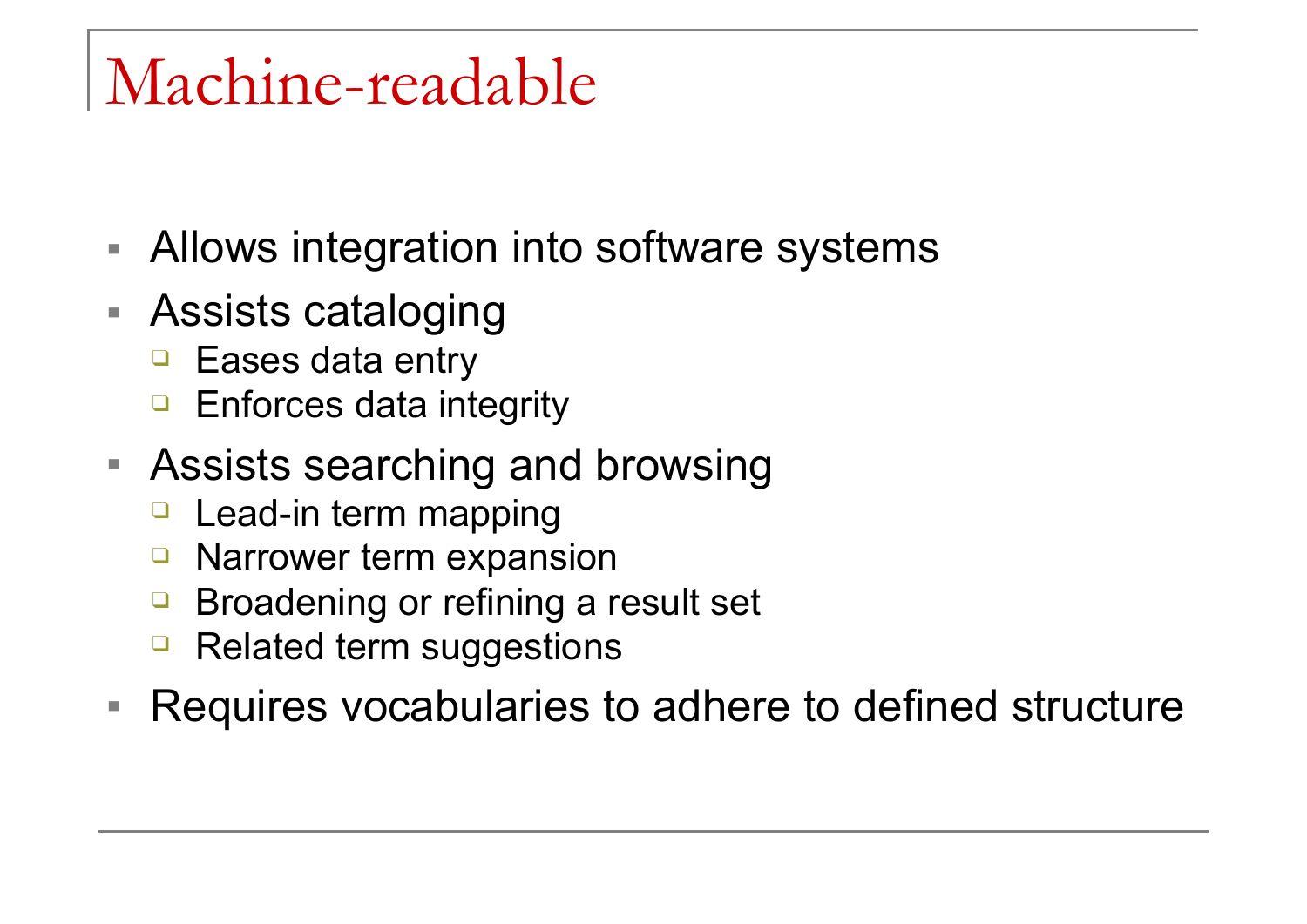# Machine-readable

- Allows integration into software systems
- Assists cataloging
  - Eases data entry
  - Enforces data integrity
- Assists searching and browsing
  - Lead-in term mapping
  - Narrower term expansion
  - Broadening or refining a result set
  - Related term suggestions
- Requires vocabularies to adhere to defined structure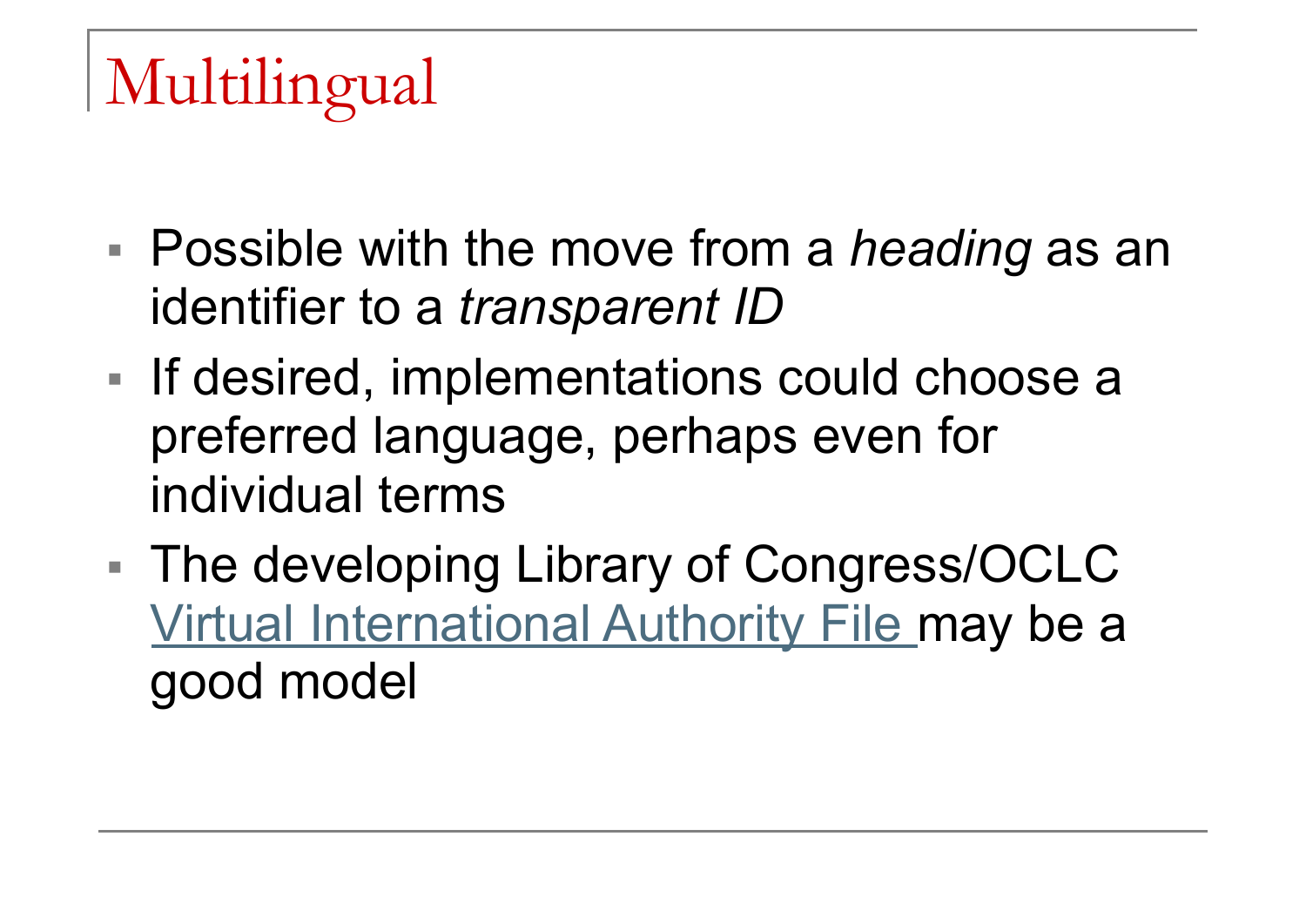# Multilingual

- Possible with the move from a *heading* as an identifier to a *transparent ID*
- If desired, implementations could choose a preferred language, perhaps even for individual terms
- The developing Library of Congress/OCLC Virtual International Authority File may be a good model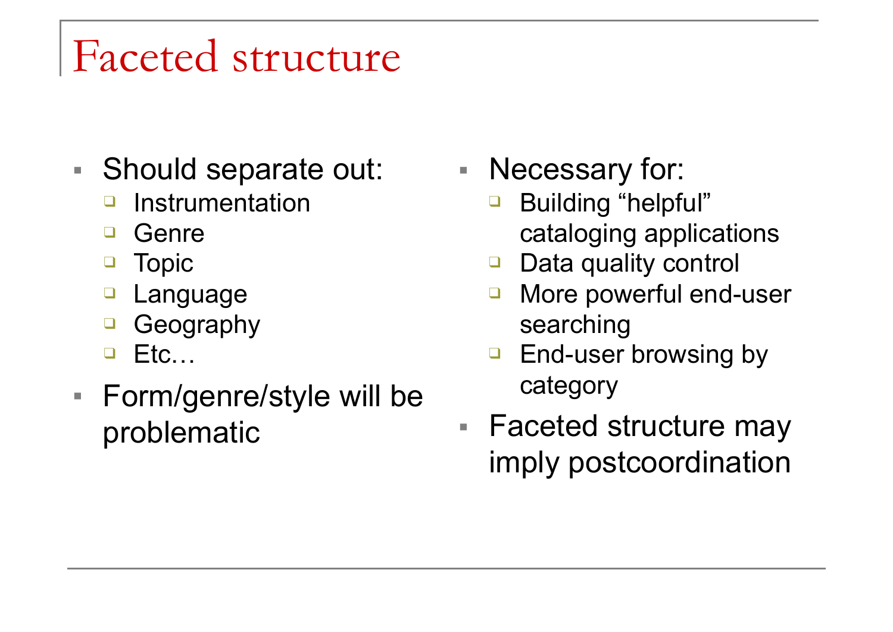# Faceted structure

- Should separate out:
  - Instrumentation
  - Genre
  - Topic
  - Language
  - Geography
  - Etc…
- Form/genre/style will be problematic

- Necessary for:
  - Building “helpful” cataloging applications
  - Data quality control
  - More powerful end-user searching
  - End-user browsing by category
- Faceted structure may imply postcoordination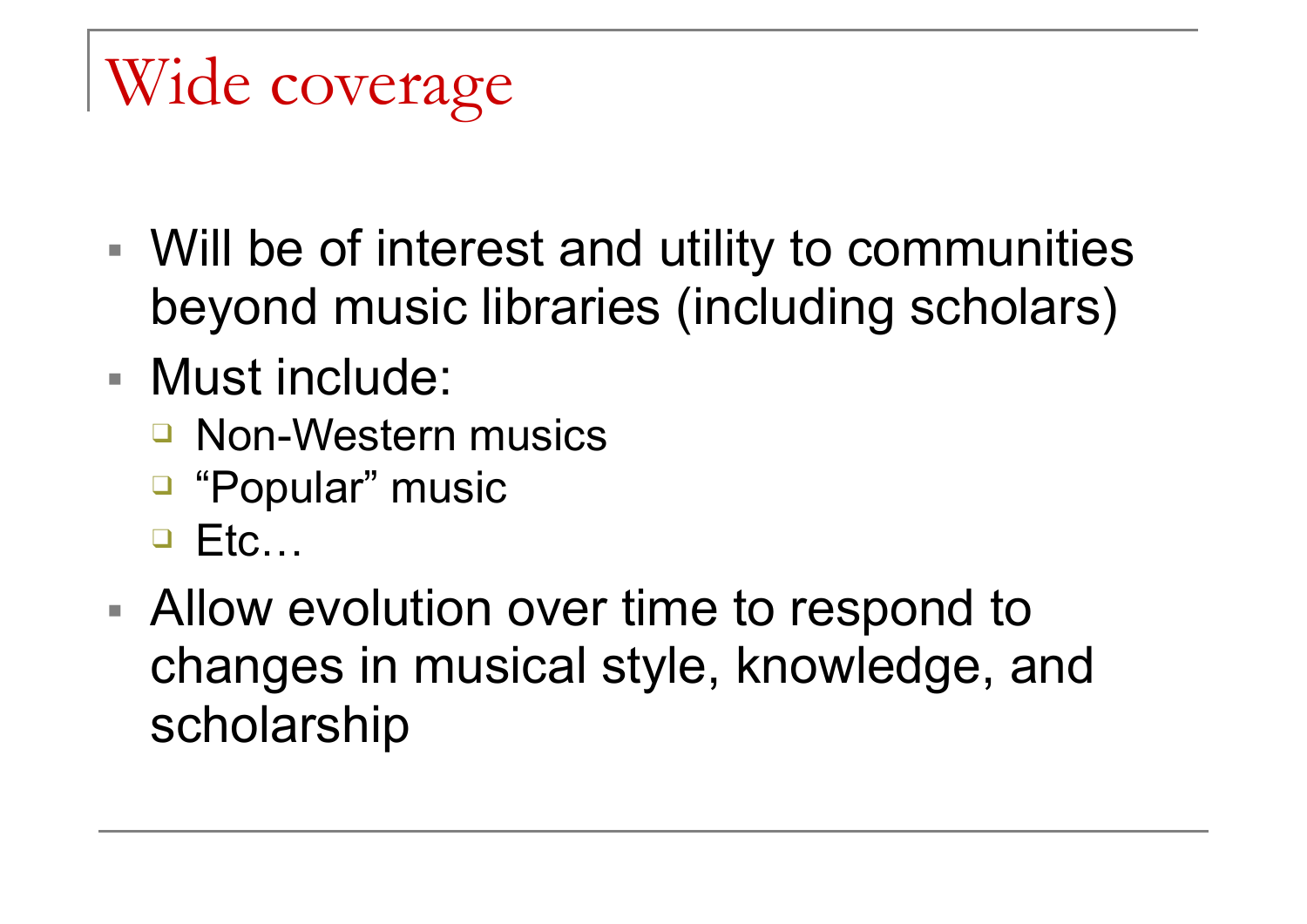# Wide coverage

- Will be of interest and utility to communities beyond music libraries (including scholars)
- Must include:
  - Non-Western musics
  - "Popular" music
  - Etc…
- Allow evolution over time to respond to changes in musical style, knowledge, and scholarship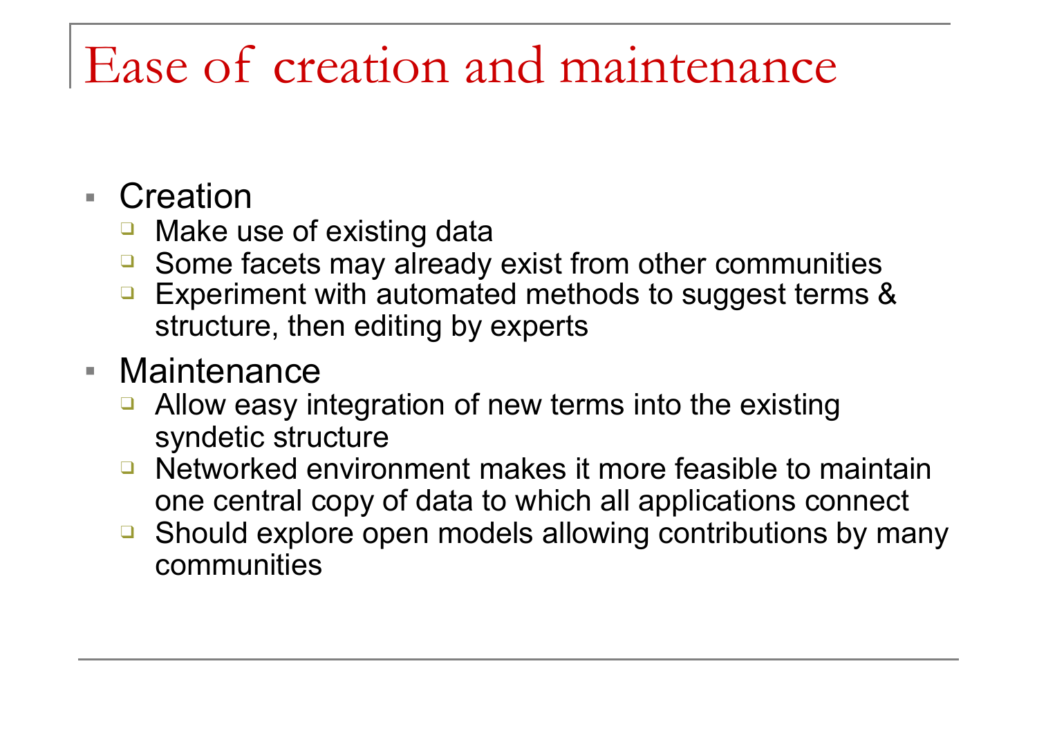# Ease of creation and maintenance

- Creation
  - Make use of existing data
  - Some facets may already exist from other communities
  - Experiment with automated methods to suggest terms & structure, then editing by experts
- Maintenance
  - Allow easy integration of new terms into the existing syndetic structure
  - Networked environment makes it more feasible to maintain one central copy of data to which all applications connect
  - Should explore open models allowing contributions by many communities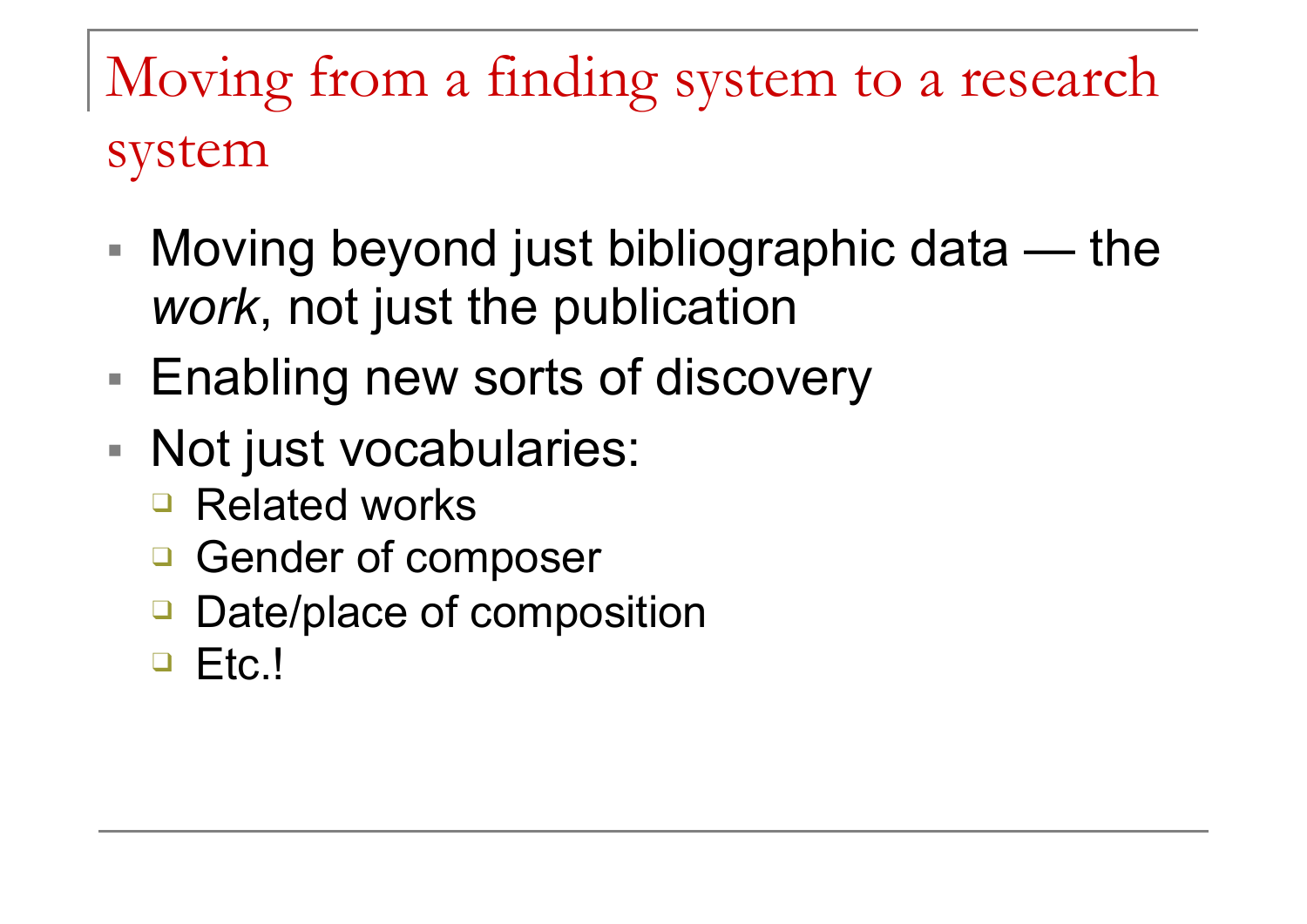# Moving from a finding system to a research system

- Moving beyond just bibliographic data — the *work*, not just the publication
- Enabling new sorts of discovery
- Not just vocabularies:
  - Related works
  - Gender of composer
  - Date/place of composition
  - Etc.!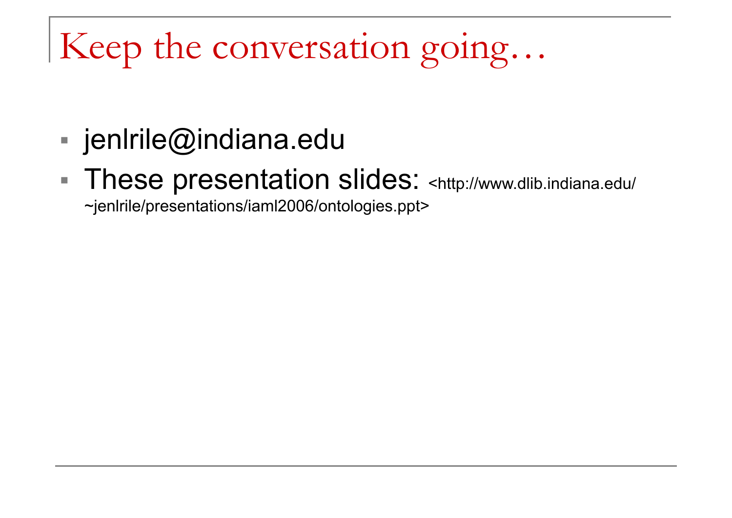# Keep the conversation going…

- jenlrile@indiana.edu
- These presentation slides: <http://www.dlib.indiana.edu/~jenlrile/presentations/iaml2006/ontologies.ppt>